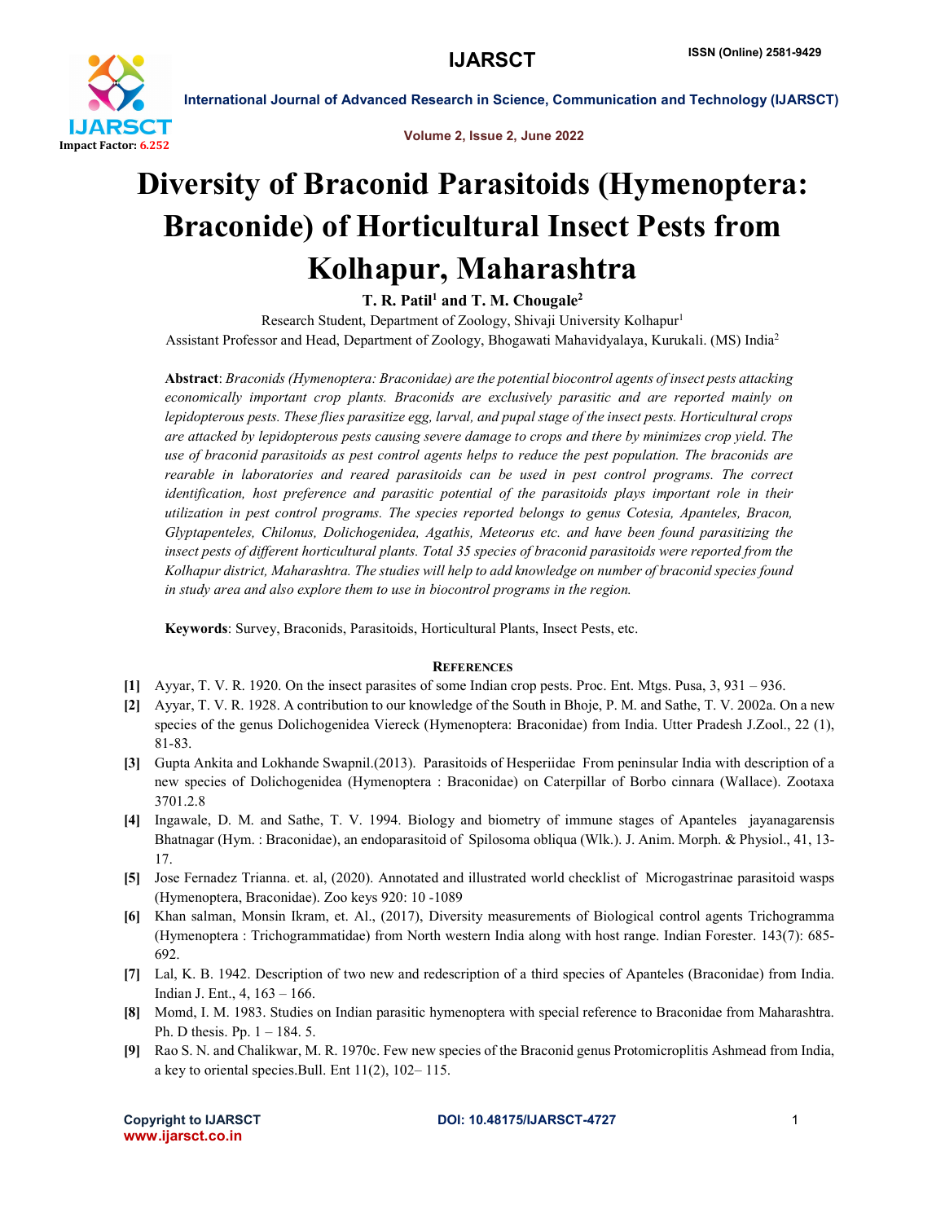# Diversity of Braconid Parasitoids (Hymenoptera: Braconide) of Horticultural Insect Pests from Kolhapur, Maharashtra

**T. R. Patil[1] and T. M. Chougale[2]**

Research Student, Department of Zoology, Shivaji University Kolhapur[1]

Assistant Professor and Head, Department of Zoology, Bhogawati Mahavidyalaya, Kurukali. (MS) India[2]

**Abstract**: *Braconids (Hymenoptera: Braconidae) are the potential biocontrol agents of insect pests attacking economically important crop plants. Braconids are exclusively parasitic and are reported mainly on lepidopterous pests. These flies parasitize egg, larval, and pupal stage of the insect pests. Horticultural crops are attacked by lepidopterous pests causing severe damage to crops and there by minimizes crop yield. The use of braconid parasitoids as pest control agents helps to reduce the pest population. The braconids are rearable in laboratories and reared parasitoids can be used in pest control programs. The correct identification, host preference and parasitic potential of the parasitoids plays important role in their utilization in pest control programs. The species reported belongs to genus Cotesia, Apanteles, Bracon, Glyptapenteles, Chilonus, Dolichogenidea, Agathis, Meteorus etc. and have been found parasitizing the insect pests of different horticultural plants. Total 35 species of braconid parasitoids were reported from the Kolhapur district, Maharashtra. The studies will help to add knowledge on number of braconid species found in study area and also explore them to use in biocontrol programs in the region.*

**Keywords**: Survey, Braconids, Parasitoids, Horticultural Plants, Insect Pests, etc.

## References

[1] Ayyar, T. V. R. 1920. On the insect parasites of some Indian crop pests. Proc. Ent. Mtgs. Pusa, 3, 931 – 936.

[2] Ayyar, T. V. R. 1928. A contribution to our knowledge of the South in Bhoje, P. M. and Sathe, T. V. 2002a. On a new species of the genus Dolichogenidea Viereck (Hymenoptera: Braconidae) from India. Utter Pradesh J.Zool., 22 (1), 81-83.

[3] Gupta Ankita and Lokhande Swapnil.(2013). Parasitoids of Hesperiidae From peninsular India with description of a new species of Dolichogenidea (Hymenoptera : Braconidae) on Caterpillar of Borbo cinnara (Wallace). Zootaxa 3701.2.8

[4] Ingawale, D. M. and Sathe, T. V. 1994. Biology and biometry of immune stages of Apanteles jayanagarensis Bhatnagar (Hym. : Braconidae), an endoparasitoid of Spilosoma obliqua (Wlk.). J. Anim. Morph. & Physiol., 41, 13-17.

[5] Jose Fernadez Trianna. et. al, (2020). Annotated and illustrated world checklist of Microgastrinae parasitoid wasps (Hymenoptera, Braconidae). Zoo keys 920: 10 -1089

[6] Khan salman, Monsin Ikram, et. Al., (2017), Diversity measurements of Biological control agents Trichogramma (Hymenoptera : Trichogrammatidae) from North western India along with host range. Indian Forester. 143(7): 685-692.

[7] Lal, K. B. 1942. Description of two new and redescription of a third species of Apanteles (Braconidae) from India. Indian J. Ent., 4, 163 – 166.

[8] Momd, I. M. 1983. Studies on Indian parasitic hymenoptera with special reference to Braconidae from Maharashtra. Ph. D thesis. Pp. 1 – 184. 5.

[9] Rao S. N. and Chalikwar, M. R. 1970c. Few new species of the Braconid genus Protomicroplitis Ashmead from India, a key to oriental species.Bull. Ent 11(2), 102– 115.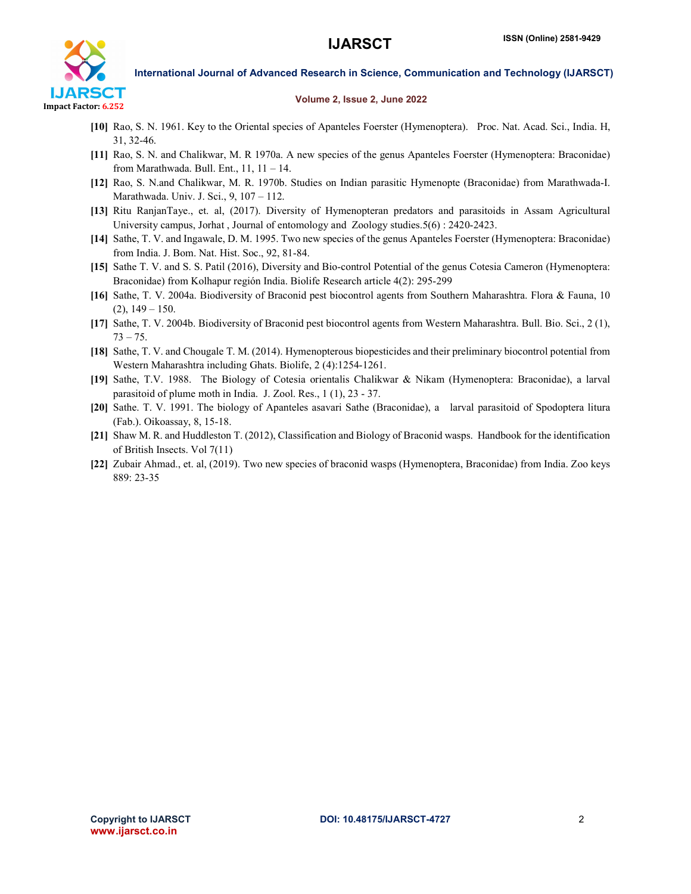**[10]** Rao, S. N. 1961. Key to the Oriental species of Apanteles Foerster (Hymenoptera). Proc. Nat. Acad. Sci., India. H, 31, 32-46.

**[11]** Rao, S. N. and Chalikwar, M. R 1970a. A new species of the genus Apanteles Foerster (Hymenoptera: Braconidae) from Marathwada. Bull. Ent., 11, 11 – 14.

**[12]** Rao, S. N.and Chalikwar, M. R. 1970b. Studies on Indian parasitic Hymenopte (Braconidae) from Marathwada-I. Marathwada. Univ. J. Sci., 9, 107 – 112.

**[13]** Ritu RanjanTaye., et. al, (2017). Diversity of Hymenopteran predators and parasitoids in Assam Agricultural University campus, Jorhat , Journal of entomology and Zoology studies.5(6) : 2420-2423.

**[14]** Sathe, T. V. and Ingawale, D. M. 1995. Two new species of the genus Apanteles Foerster (Hymenoptera: Braconidae) from India. J. Bom. Nat. Hist. Soc., 92, 81-84.

**[15]** Sathe T. V. and S. S. Patil (2016), Diversity and Bio-control Potential of the genus Cotesia Cameron (Hymenoptera: Braconidae) from Kolhapur región India. Biolife Research article 4(2): 295-299

**[16]** Sathe, T. V. 2004a. Biodiversity of Braconid pest biocontrol agents from Southern Maharashtra. Flora & Fauna, 10 (2), 149 – 150.

**[17]** Sathe, T. V. 2004b. Biodiversity of Braconid pest biocontrol agents from Western Maharashtra. Bull. Bio. Sci., 2 (1), 73 – 75.

**[18]** Sathe, T. V. and Chougale T. M. (2014). Hymenopterous biopesticides and their preliminary biocontrol potential from Western Maharashtra including Ghats. Biolife, 2 (4):1254-1261.

**[19]** Sathe, T.V. 1988. The Biology of Cotesia orientalis Chalikwar & Nikam (Hymenoptera: Braconidae), a larval parasitoid of plume moth in India. J. Zool. Res., 1 (1), 23 - 37.

**[20]** Sathe. T. V. 1991. The biology of Apanteles asavari Sathe (Braconidae), a larval parasitoid of Spodoptera litura (Fab.). Oikoassay, 8, 15-18.

**[21]** Shaw M. R. and Huddleston T. (2012), Classification and Biology of Braconid wasps. Handbook for the identification of British Insects. Vol 7(11)

**[22]** Zubair Ahmad., et. al, (2019). Two new species of braconid wasps (Hymenoptera, Braconidae) from India. Zoo keys 889: 23-35